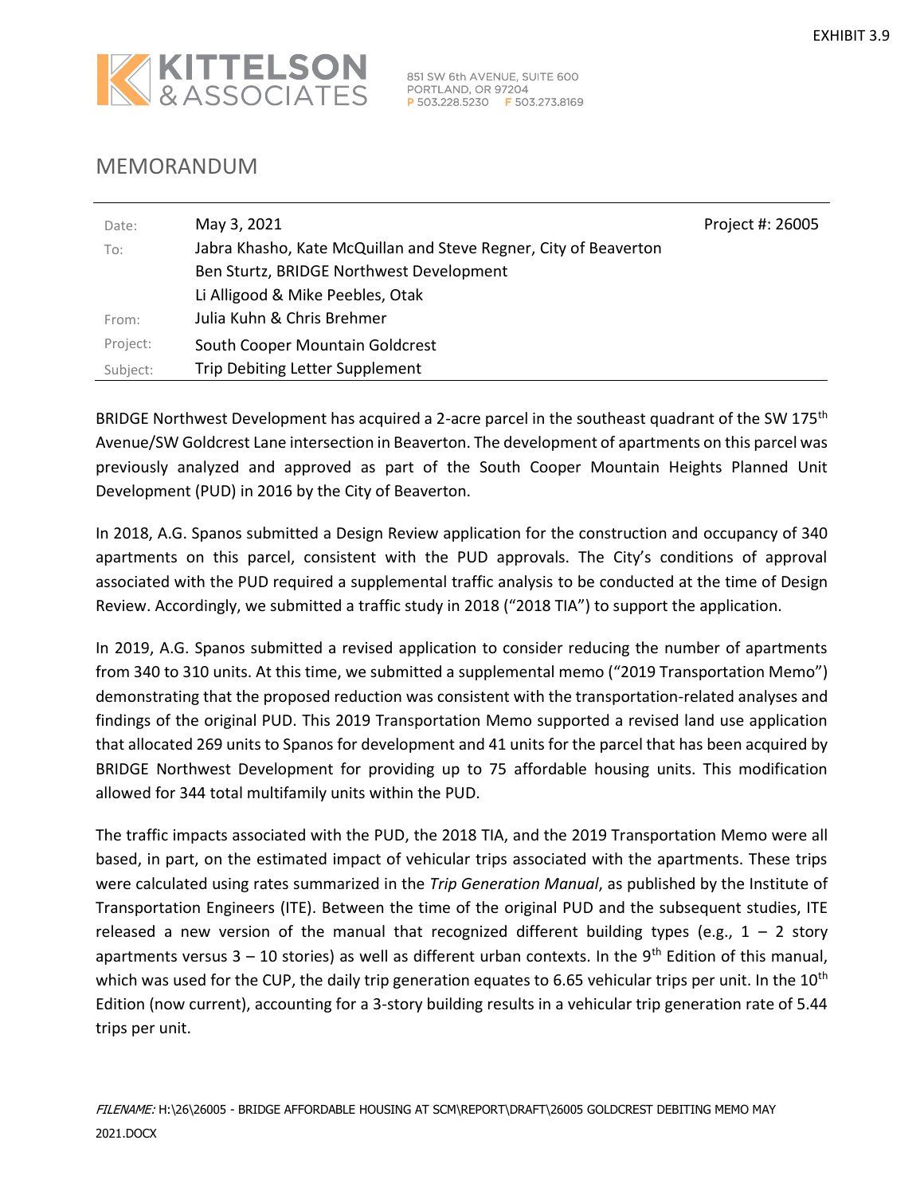EXHIBIT 3.9

KITTELSON & ASSOCIATES

851 SW 6th AVENUE, SUITE 600
PORTLAND, OR 97204
P 503.228.5230 F 503.273.8169

# MEMORANDUM

| | | |
|---|---|---|
| Date: | May 3, 2021 | Project #: 26005 |
| To: | Jabra Khasho, Kate McQuillan and Steve Regner, City of Beaverton<br>Ben Sturtz, BRIDGE Northwest Development<br>Li Alligood & Mike Peebles, Otak | |
| From: | Julia Kuhn & Chris Brehmer | |
| Project: | South Cooper Mountain Goldcrest | |
| Subject: | Trip Debiting Letter Supplement | |

BRIDGE Northwest Development has acquired a 2-acre parcel in the southeast quadrant of the SW 175th Avenue/SW Goldcrest Lane intersection in Beaverton. The development of apartments on this parcel was previously analyzed and approved as part of the South Cooper Mountain Heights Planned Unit Development (PUD) in 2016 by the City of Beaverton.

In 2018, A.G. Spanos submitted a Design Review application for the construction and occupancy of 340 apartments on this parcel, consistent with the PUD approvals. The City's conditions of approval associated with the PUD required a supplemental traffic analysis to be conducted at the time of Design Review. Accordingly, we submitted a traffic study in 2018 ("2018 TIA") to support the application.

In 2019, A.G. Spanos submitted a revised application to consider reducing the number of apartments from 340 to 310 units. At this time, we submitted a supplemental memo ("2019 Transportation Memo") demonstrating that the proposed reduction was consistent with the transportation-related analyses and findings of the original PUD. This 2019 Transportation Memo supported a revised land use application that allocated 269 units to Spanos for development and 41 units for the parcel that has been acquired by BRIDGE Northwest Development for providing up to 75 affordable housing units. This modification allowed for 344 total multifamily units within the PUD.

The traffic impacts associated with the PUD, the 2018 TIA, and the 2019 Transportation Memo were all based, in part, on the estimated impact of vehicular trips associated with the apartments. These trips were calculated using rates summarized in the *Trip Generation Manual*, as published by the Institute of Transportation Engineers (ITE). Between the time of the original PUD and the subsequent studies, ITE released a new version of the manual that recognized different building types (e.g., 1 – 2 story apartments versus 3 – 10 stories) as well as different urban contexts. In the 9th Edition of this manual, which was used for the CUP, the daily trip generation equates to 6.65 vehicular trips per unit. In the 10th Edition (now current), accounting for a 3-story building results in a vehicular trip generation rate of 5.44 trips per unit.

*FILENAME:* H:\26\26005 - BRIDGE AFFORDABLE HOUSING AT SCM\REPORT\DRAFT\26005 GOLDCREST DEBITING MEMO MAY 2021.DOCX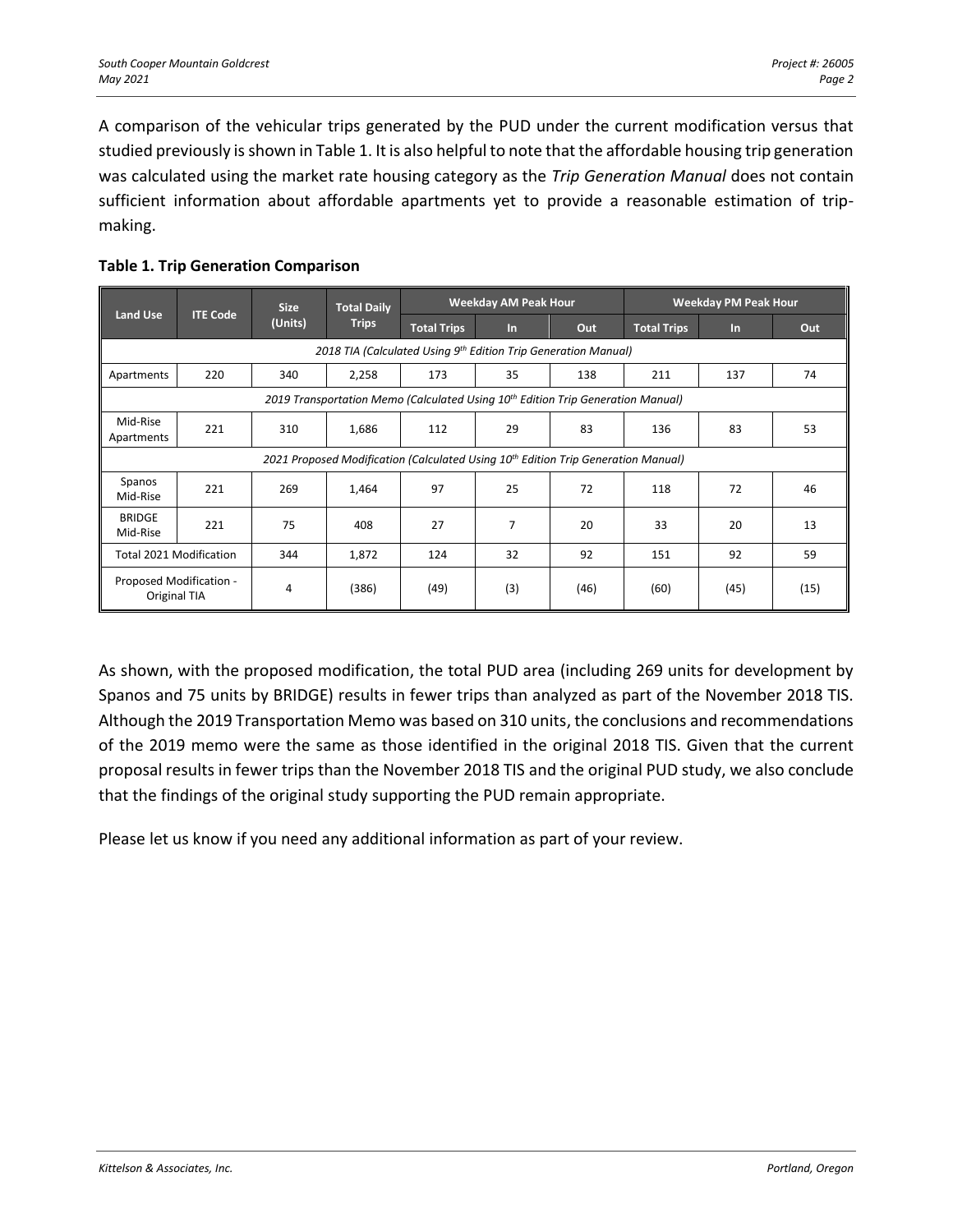A comparison of the vehicular trips generated by the PUD under the current modification versus that studied previously is shown in Table 1. It is also helpful to note that the affordable housing trip generation was calculated using the market rate housing category as the *Trip Generation Manual* does not contain sufficient information about affordable apartments yet to provide a reasonable estimation of trip-making.

**Table 1. Trip Generation Comparison**

| Land Use | ITE Code | Size (Units) | Total Daily Trips | Weekday AM Peak Hour | | | Weekday PM Peak Hour | | |
|---|---|---|---|---|---|---|---|---|---|
| | | | | Total Trips | In | Out | Total Trips | In | Out |
| *2018 TIA (Calculated Using 9th Edition Trip Generation Manual)* | | | | | | | | | |
| Apartments | 220 | 340 | 2,258 | 173 | 35 | 138 | 211 | 137 | 74 |
| *2019 Transportation Memo (Calculated Using 10th Edition Trip Generation Manual)* | | | | | | | | | |
| Mid-Rise Apartments | 221 | 310 | 1,686 | 112 | 29 | 83 | 136 | 83 | 53 |
| *2021 Proposed Modification (Calculated Using 10th Edition Trip Generation Manual)* | | | | | | | | | |
| Spanos Mid-Rise | 221 | 269 | 1,464 | 97 | 25 | 72 | 118 | 72 | 46 |
| BRIDGE Mid-Rise | 221 | 75 | 408 | 27 | 7 | 20 | 33 | 20 | 13 |
| Total 2021 Modification | | 344 | 1,872 | 124 | 32 | 92 | 151 | 92 | 59 |
| Proposed Modification - Original TIA | | 4 | (386) | (49) | (3) | (46) | (60) | (45) | (15) |

As shown, with the proposed modification, the total PUD area (including 269 units for development by Spanos and 75 units by BRIDGE) results in fewer trips than analyzed as part of the November 2018 TIS. Although the 2019 Transportation Memo was based on 310 units, the conclusions and recommendations of the 2019 memo were the same as those identified in the original 2018 TIS. Given that the current proposal results in fewer trips than the November 2018 TIS and the original PUD study, we also conclude that the findings of the original study supporting the PUD remain appropriate.

Please let us know if you need any additional information as part of your review.